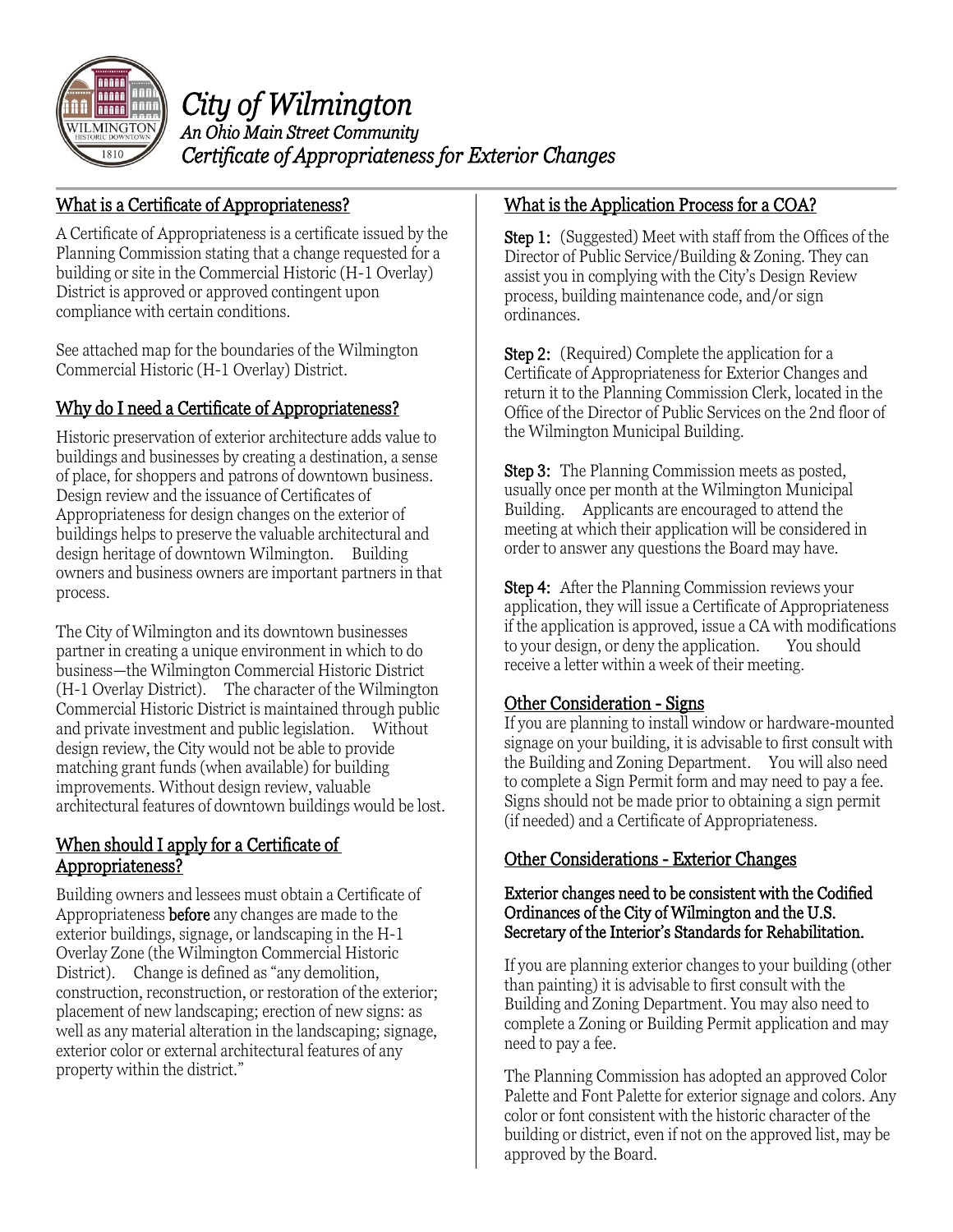# *City of Wilmington*

***An Ohio Main Street Community***

***Certificate of Appropriateness for Exterior Changes***

## What is a Certificate of Appropriateness?

A Certificate of Appropriateness is a certificate issued by the Planning Commission stating that a change requested for a building or site in the Commercial Historic (H-1 Overlay) District is approved or approved contingent upon compliance with certain conditions.

See attached map for the boundaries of the Wilmington Commercial Historic (H-1 Overlay) District.

## Why do I need a Certificate of Appropriateness?

Historic preservation of exterior architecture adds value to buildings and businesses by creating a destination, a sense of place, for shoppers and patrons of downtown business. Design review and the issuance of Certificates of Appropriateness for design changes on the exterior of buildings helps to preserve the valuable architectural and design heritage of downtown Wilmington. Building owners and business owners are important partners in that process.

The City of Wilmington and its downtown businesses partner in creating a unique environment in which to do business—the Wilmington Commercial Historic District (H-1 Overlay District). The character of the Wilmington Commercial Historic District is maintained through public and private investment and public legislation. Without design review, the City would not be able to provide matching grant funds (when available) for building improvements. Without design review, valuable architectural features of downtown buildings would be lost.

## When should I apply for a Certificate of Appropriateness?

Building owners and lessees must obtain a Certificate of Appropriateness **before** any changes are made to the exterior buildings, signage, or landscaping in the H-1 Overlay Zone (the Wilmington Commercial Historic District). Change is defined as "any demolition, construction, reconstruction, or restoration of the exterior; placement of new landscaping; erection of new signs: as well as any material alteration in the landscaping; signage, exterior color or external architectural features of any property within the district."

## What is the Application Process for a COA?

**Step 1:** (Suggested) Meet with staff from the Offices of the Director of Public Service/Building & Zoning. They can assist you in complying with the City's Design Review process, building maintenance code, and/or sign ordinances.

**Step 2:** (Required) Complete the application for a Certificate of Appropriateness for Exterior Changes and return it to the Planning Commission Clerk, located in the Office of the Director of Public Services on the 2nd floor of the Wilmington Municipal Building.

**Step 3:** The Planning Commission meets as posted, usually once per month at the Wilmington Municipal Building. Applicants are encouraged to attend the meeting at which their application will be considered in order to answer any questions the Board may have.

**Step 4:** After the Planning Commission reviews your application, they will issue a Certificate of Appropriateness if the application is approved, issue a CA with modifications to your design, or deny the application. You should receive a letter within a week of their meeting.

## Other Consideration - Signs

If you are planning to install window or hardware-mounted signage on your building, it is advisable to first consult with the Building and Zoning Department. You will also need to complete a Sign Permit form and may need to pay a fee. Signs should not be made prior to obtaining a sign permit (if needed) and a Certificate of Appropriateness.

## Other Considerations - Exterior Changes

**Exterior changes need to be consistent with the Codified Ordinances of the City of Wilmington and the U.S. Secretary of the Interior's Standards for Rehabilitation.**

If you are planning exterior changes to your building (other than painting) it is advisable to first consult with the Building and Zoning Department. You may also need to complete a Zoning or Building Permit application and may need to pay a fee.

The Planning Commission has adopted an approved Color Palette and Font Palette for exterior signage and colors. Any color or font consistent with the historic character of the building or district, even if not on the approved list, may be approved by the Board.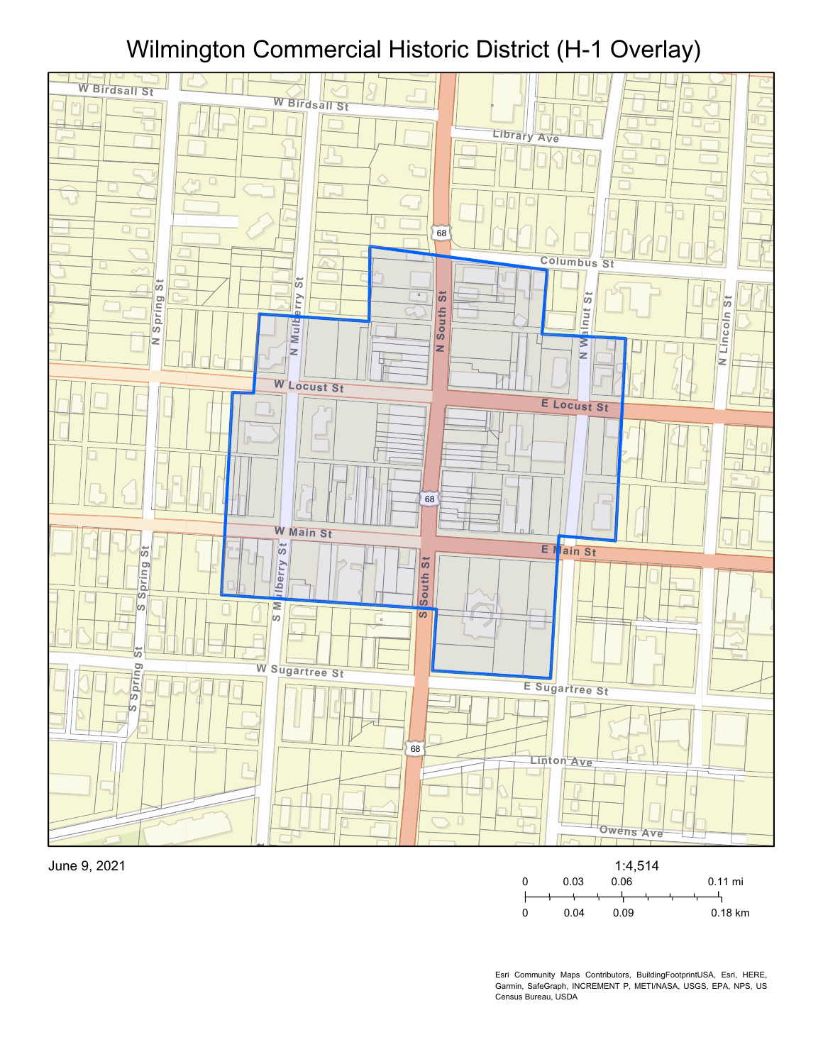# Wilmington Commercial Historic District (H-1 Overlay)

W Birdsall St

W Birdsall St

Library Ave

Columbus St

N Spring St

N Mulberry St

N South St

N Walnut St

N Lincoln St

W Locust St

E Locust St

W Main St

E Main St

S Spring St

S Mulberry St

S South St

W Sugartree St

E Sugartree St

Linton Ave

Owens Ave

68

68

68

June 9, 2021

1:4,514

0 0.03 0.06 0.11 mi

0 0.04 0.09 0.18 km

Esri Community Maps Contributors, BuildingFootprintUSA, Esri, HERE, Garmin, SafeGraph, INCREMENT P, METI/NASA, USGS, EPA, NPS, US Census Bureau, USDA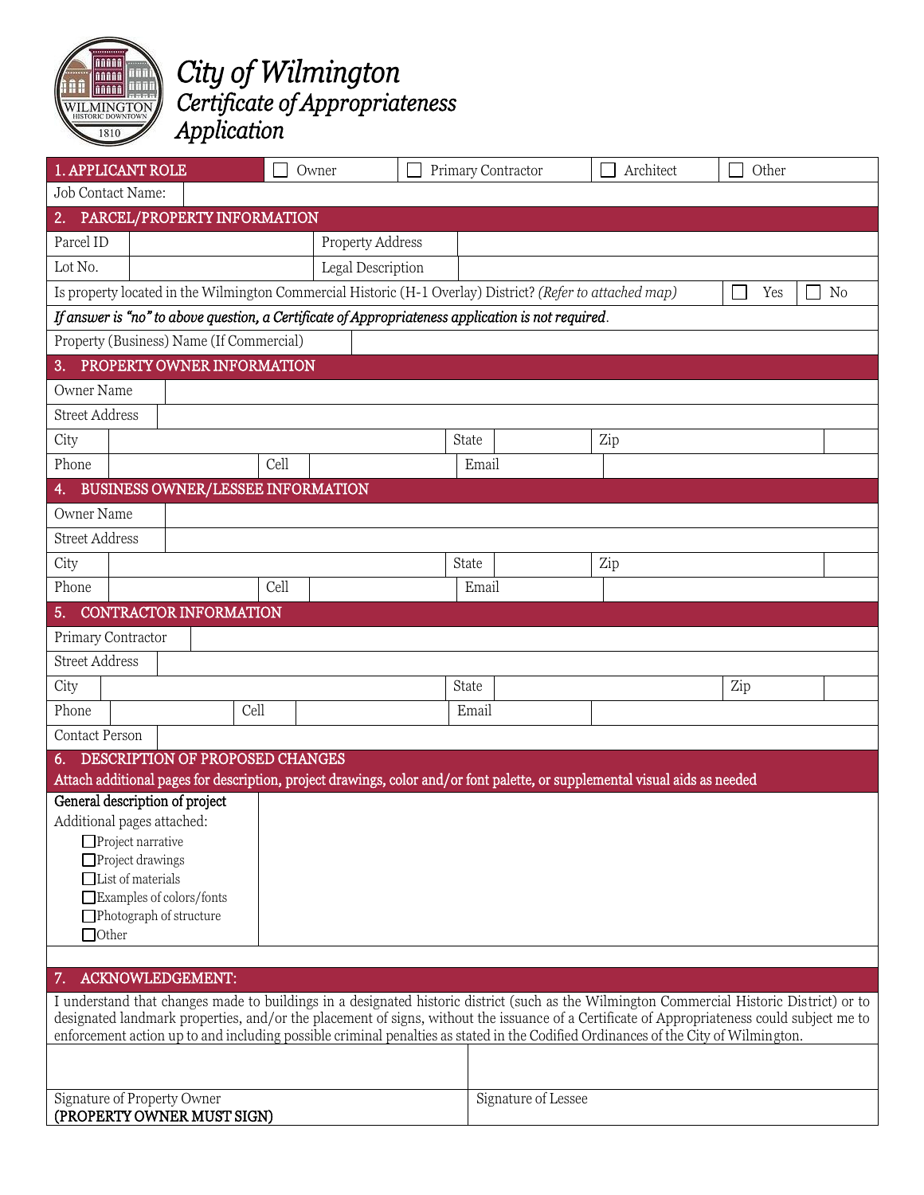# City of Wilmington
## Certificate of Appropriateness Application

| 1. APPLICANT ROLE | ☐ Owner | ☐ Primary Contractor | ☐ Architect | ☐ Other |
|---|---|---|---|---|
| Job Contact Name: | | | | |

**2. PARCEL/PROPERTY INFORMATION**

| Parcel ID | | Property Address | |
|---|---|---|---|
| Lot No. | | Legal Description | |

Is property located in the Wilmington Commercial Historic (H-1 Overlay) District? *(Refer to attached map)* ☐ Yes ☐ No

***If answer is "no" to above question, a Certificate of Appropriateness application is not required.***

| Property (Business) Name (If Commercial) | |
|---|---|

**3. PROPERTY OWNER INFORMATION**

| Owner Name | | | | | |
|---|---|---|---|---|---|
| Street Address | | | | | |
| City | | State | | Zip | |
| Phone | | Cell | | Email | |

**4. BUSINESS OWNER/LESSEE INFORMATION**

| Owner Name | | | | | |
|---|---|---|---|---|---|
| Street Address | | | | | |
| City | | State | | Zip | |
| Phone | | Cell | | Email | |

**5. CONTRACTOR INFORMATION**

| Primary Contractor | | | | | |
|---|---|---|---|---|---|
| Street Address | | | | | |
| City | | State | | Zip | |
| Phone | | Cell | | Email | |
| Contact Person | | | | | |

**6. DESCRIPTION OF PROPOSED CHANGES**
**Attach additional pages for description, project drawings, color and/or font palette, or supplemental visual aids as needed**

**General description of project**

Additional pages attached:

- ☐ Project narrative
- ☐ Project drawings
- ☐ List of materials
- ☐ Examples of colors/fonts
- ☐ Photograph of structure
- ☐ Other

**7. ACKNOWLEDGEMENT:**

I understand that changes made to buildings in a designated historic district (such as the Wilmington Commercial Historic District) or to designated landmark properties, and/or the placement of signs, without the issuance of a Certificate of Appropriateness could subject me to enforcement action up to and including possible criminal penalties as stated in the Codified Ordinances of the City of Wilmington.

| | |
|---|---|
| Signature of Property Owner<br>**(PROPERTY OWNER MUST SIGN)** | Signature of Lessee |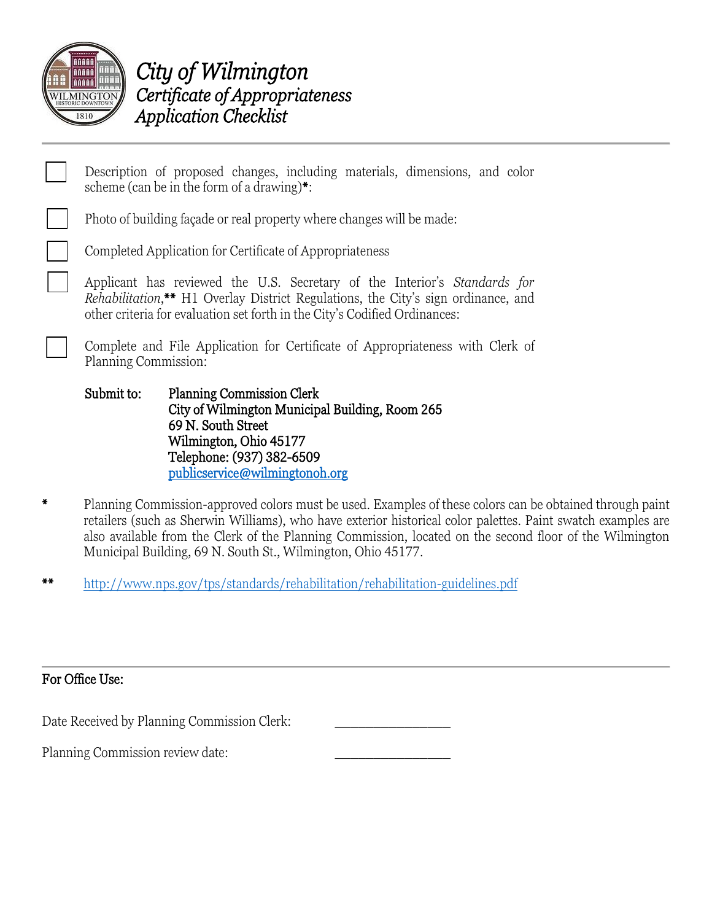# City of Wilmington
## Certificate of Appropriateness Application Checklist

- [ ] Description of proposed changes, including materials, dimensions, and color scheme (can be in the form of a drawing)**\***:

- [ ] Photo of building façade or real property where changes will be made:

- [ ] Completed Application for Certificate of Appropriateness

- [ ] Applicant has reviewed the U.S. Secretary of the Interior's *Standards for Rehabilitation*,**\*\*** H1 Overlay District Regulations, the City's sign ordinance, and other criteria for evaluation set forth in the City's Codified Ordinances:

- [ ] Complete and File Application for Certificate of Appropriateness with Clerk of Planning Commission:

**Submit to:** **Planning Commission Clerk**
**City of Wilmington Municipal Building, Room 265**
**69 N. South Street**
**Wilmington, Ohio 45177**
**Telephone: (937) 382-6509**
**publicservice@wilmingtonoh.org**

\* Planning Commission-approved colors must be used. Examples of these colors can be obtained through paint retailers (such as Sherwin Williams), who have exterior historical color palettes. Paint swatch examples are also available from the Clerk of the Planning Commission, located on the second floor of the Wilmington Municipal Building, 69 N. South St., Wilmington, Ohio 45177.

\*\* http://www.nps.gov/tps/standards/rehabilitation/rehabilitation-guidelines.pdf

---

**For Office Use:**

Date Received by Planning Commission Clerk: ________________

Planning Commission review date: ________________